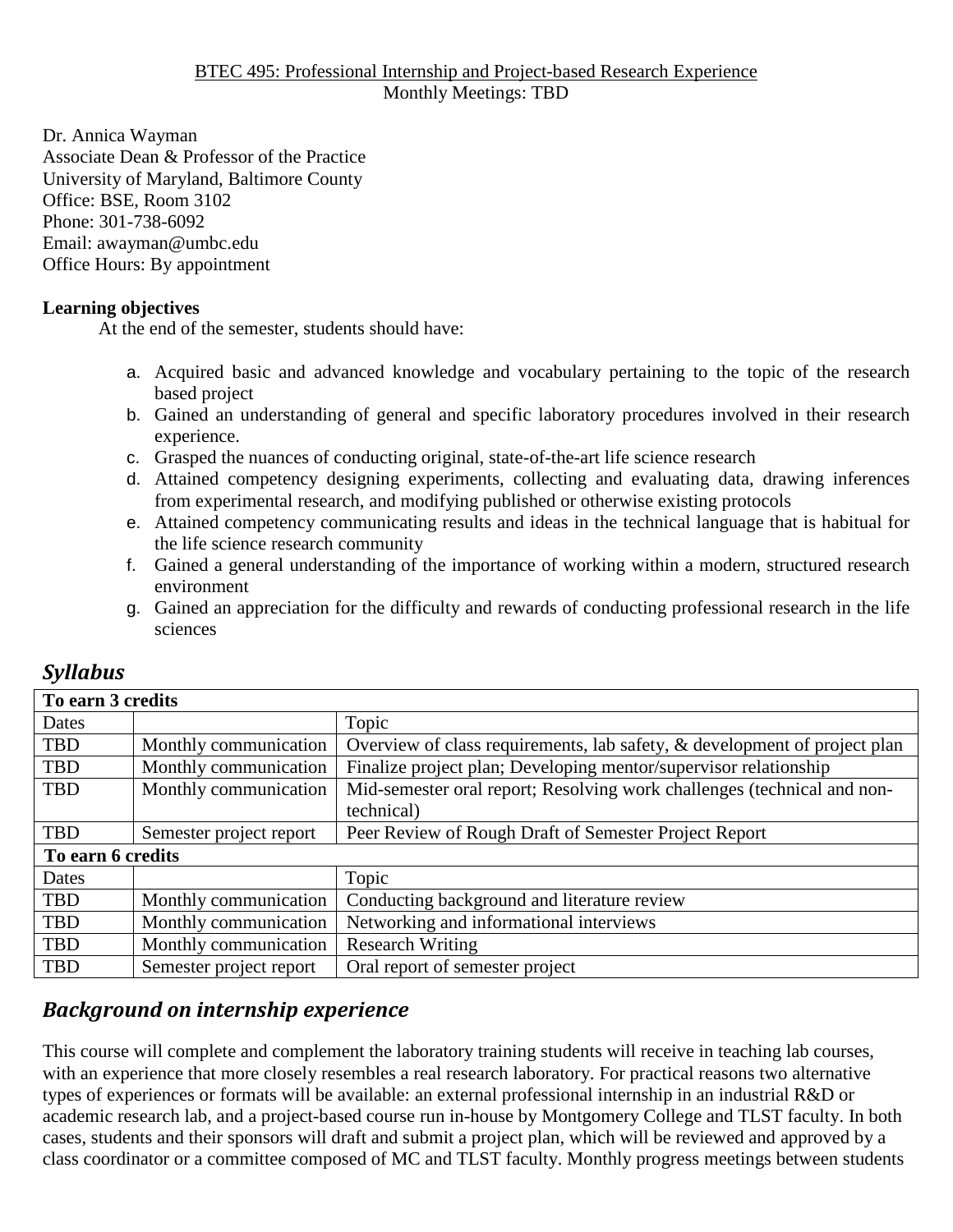BTEC 495: Professional Internship and Project-based Research Experience
Monthly Meetings: TBD

Dr. Annica Wayman
Associate Dean & Professor of the Practice
University of Maryland, Baltimore County
Office: BSE, Room 3102
Phone: 301-738-6092
Email: awayman@umbc.edu
Office Hours: By appointment

**Learning objectives**

At the end of the semester, students should have:

a. Acquired basic and advanced knowledge and vocabulary pertaining to the topic of the research based project
b. Gained an understanding of general and specific laboratory procedures involved in their research experience.
c. Grasped the nuances of conducting original, state-of-the-art life science research
d. Attained competency designing experiments, collecting and evaluating data, drawing inferences from experimental research, and modifying published or otherwise existing protocols
e. Attained competency communicating results and ideas in the technical language that is habitual for the life science research community
f. Gained a general understanding of the importance of working within a modern, structured research environment
g. Gained an appreciation for the difficulty and rewards of conducting professional research in the life sciences

## *Syllabus*

| **To earn 3 credits** | | |
|---|---|---|
| Dates | | Topic |
| TBD | Monthly communication | Overview of class requirements, lab safety, & development of project plan |
| TBD | Monthly communication | Finalize project plan; Developing mentor/supervisor relationship |
| TBD | Monthly communication | Mid-semester oral report; Resolving work challenges (technical and non-technical) |
| TBD | Semester project report | Peer Review of Rough Draft of Semester Project Report |
| **To earn 6 credits** | | |
| Dates | | Topic |
| TBD | Monthly communication | Conducting background and literature review |
| TBD | Monthly communication | Networking and informational interviews |
| TBD | Monthly communication | Research Writing |
| TBD | Semester project report | Oral report of semester project |

## *Background on internship experience*

This course will complete and complement the laboratory training students will receive in teaching lab courses, with an experience that more closely resembles a real research laboratory. For practical reasons two alternative types of experiences or formats will be available: an external professional internship in an industrial R&D or academic research lab, and a project-based course run in-house by Montgomery College and TLST faculty. In both cases, students and their sponsors will draft and submit a project plan, which will be reviewed and approved by a class coordinator or a committee composed of MC and TLST faculty. Monthly progress meetings between students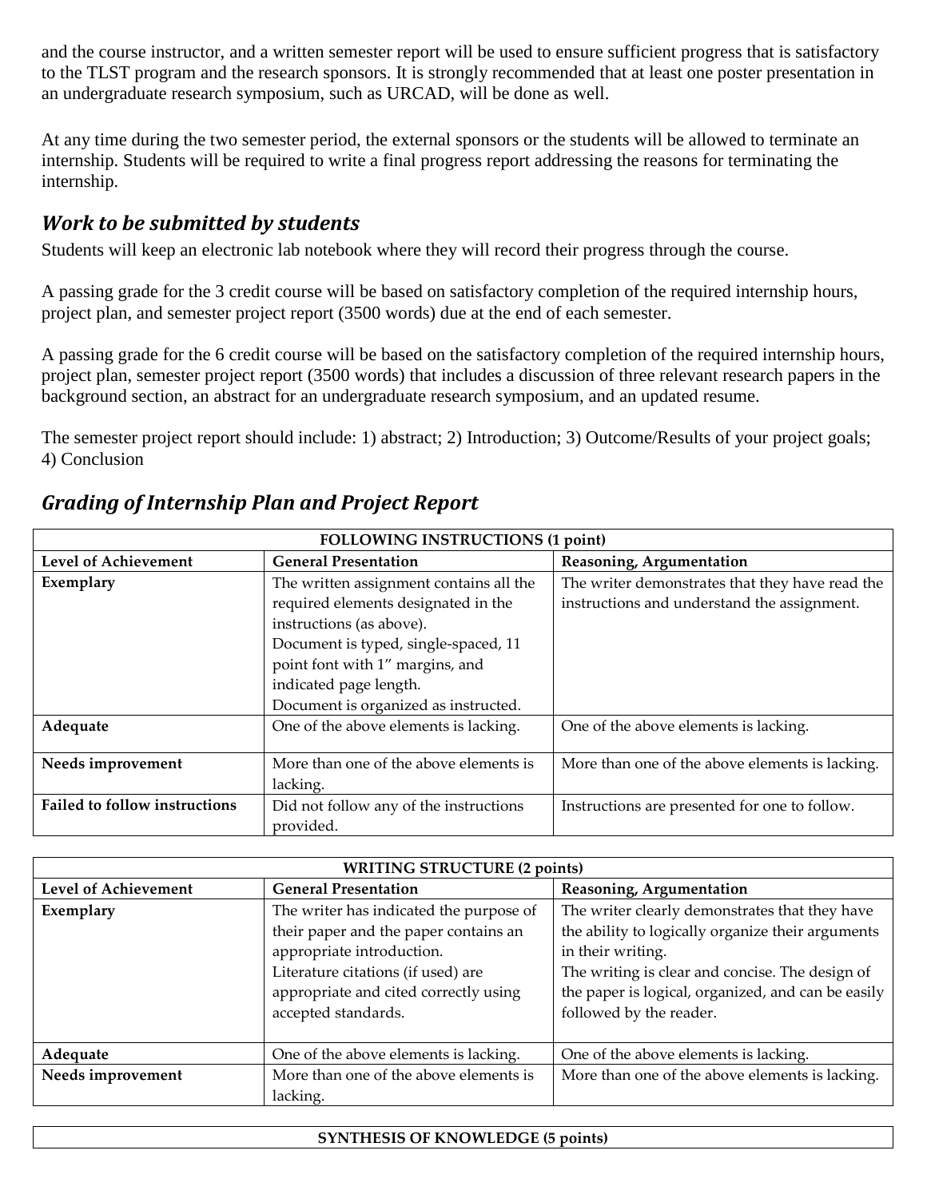and the course instructor, and a written semester report will be used to ensure sufficient progress that is satisfactory to the TLST program and the research sponsors. It is strongly recommended that at least one poster presentation in an undergraduate research symposium, such as URCAD, will be done as well.

At any time during the two semester period, the external sponsors or the students will be allowed to terminate an internship. Students will be required to write a final progress report addressing the reasons for terminating the internship.

## *Work to be submitted by students*

Students will keep an electronic lab notebook where they will record their progress through the course.

A passing grade for the 3 credit course will be based on satisfactory completion of the required internship hours, project plan, and semester project report (3500 words) due at the end of each semester.

A passing grade for the 6 credit course will be based on the satisfactory completion of the required internship hours, project plan, semester project report (3500 words) that includes a discussion of three relevant research papers in the background section, an abstract for an undergraduate research symposium, and an updated resume.

The semester project report should include: 1) abstract; 2) Introduction; 3) Outcome/Results of your project goals; 4) Conclusion

## *Grading of Internship Plan and Project Report*

| FOLLOWING INSTRUCTIONS (1 point) | | |
|---|---|---|
| **Level of Achievement** | **General Presentation** | **Reasoning, Argumentation** |
| **Exemplary** | The written assignment contains all the required elements designated in the instructions (as above).<br>Document is typed, single-spaced, 11 point font with 1" margins, and indicated page length.<br>Document is organized as instructed. | The writer demonstrates that they have read the instructions and understand the assignment. |
| **Adequate** | One of the above elements is lacking. | One of the above elements is lacking. |
| **Needs improvement** | More than one of the above elements is lacking. | More than one of the above elements is lacking. |
| **Failed to follow instructions** | Did not follow any of the instructions provided. | Instructions are presented for one to follow. |

| WRITING STRUCTURE (2 points) | | |
|---|---|---|
| **Level of Achievement** | **General Presentation** | **Reasoning, Argumentation** |
| **Exemplary** | The writer has indicated the purpose of their paper and the paper contains an appropriate introduction.<br>Literature citations (if used) are appropriate and cited correctly using accepted standards. | The writer clearly demonstrates that they have the ability to logically organize their arguments in their writing.<br>The writing is clear and concise. The design of the paper is logical, organized, and can be easily followed by the reader. |
| **Adequate** | One of the above elements is lacking. | One of the above elements is lacking. |
| **Needs improvement** | More than one of the above elements is lacking. | More than one of the above elements is lacking. |

| SYNTHESIS OF KNOWLEDGE (5 points) |
|---|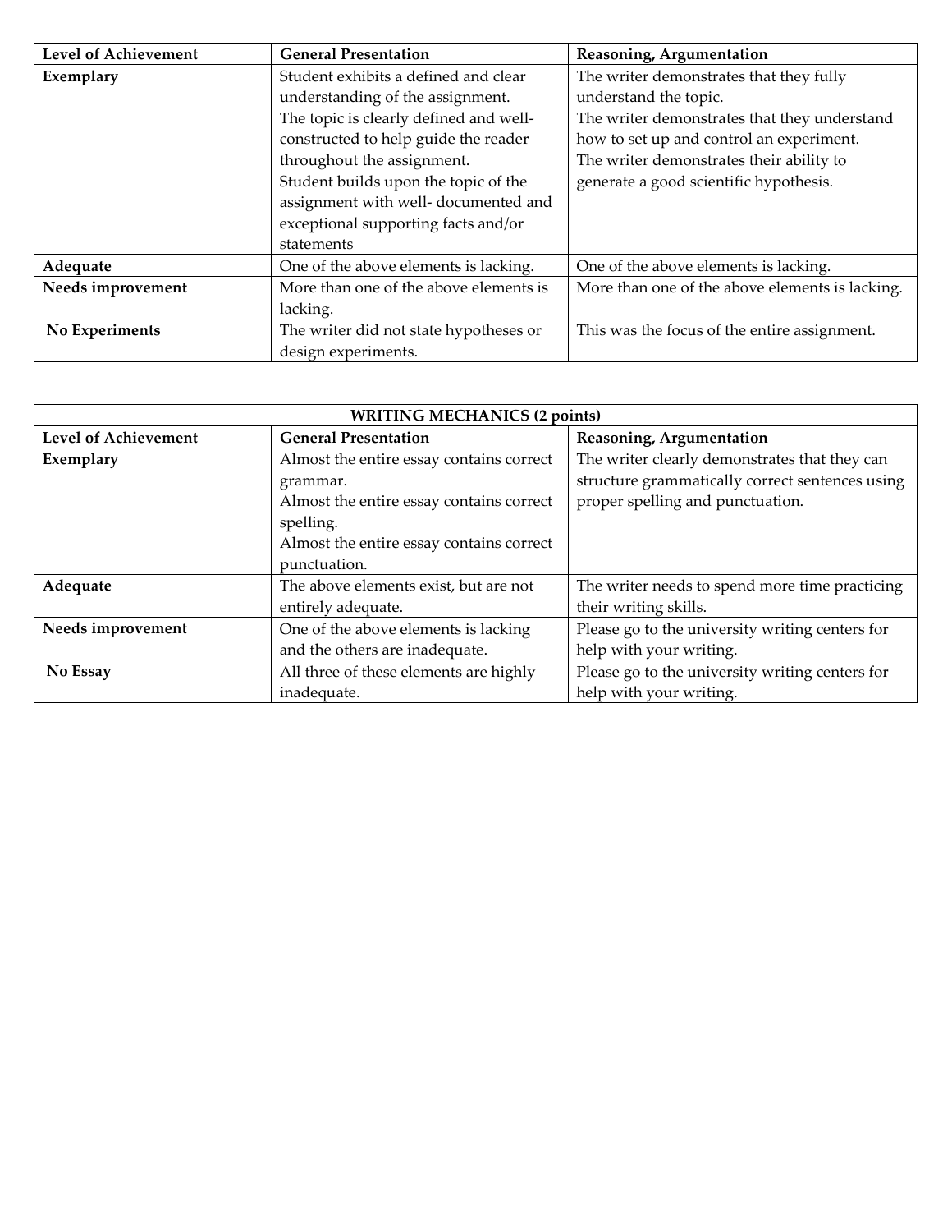| Level of Achievement | General Presentation | Reasoning, Argumentation |
|---|---|---|
| **Exemplary** | Student exhibits a defined and clear understanding of the assignment. The topic is clearly defined and well-constructed to help guide the reader throughout the assignment. Student builds upon the topic of the assignment with well- documented and exceptional supporting facts and/or statements | The writer demonstrates that they fully understand the topic. The writer demonstrates that they understand how to set up and control an experiment. The writer demonstrates their ability to generate a good scientific hypothesis. |
| **Adequate** | One of the above elements is lacking. | One of the above elements is lacking. |
| **Needs improvement** | More than one of the above elements is lacking. | More than one of the above elements is lacking. |
| **No Experiments** | The writer did not state hypotheses or design experiments. | This was the focus of the entire assignment. |

| **WRITING MECHANICS (2 points)** | | |
|---|---|---|
| **Level of Achievement** | **General Presentation** | **Reasoning, Argumentation** |
| **Exemplary** | Almost the entire essay contains correct grammar. Almost the entire essay contains correct spelling. Almost the entire essay contains correct punctuation. | The writer clearly demonstrates that they can structure grammatically correct sentences using proper spelling and punctuation. |
| **Adequate** | The above elements exist, but are not entirely adequate. | The writer needs to spend more time practicing their writing skills. |
| **Needs improvement** | One of the above elements is lacking and the others are inadequate. | Please go to the university writing centers for help with your writing. |
| **No Essay** | All three of these elements are highly inadequate. | Please go to the university writing centers for help with your writing. |